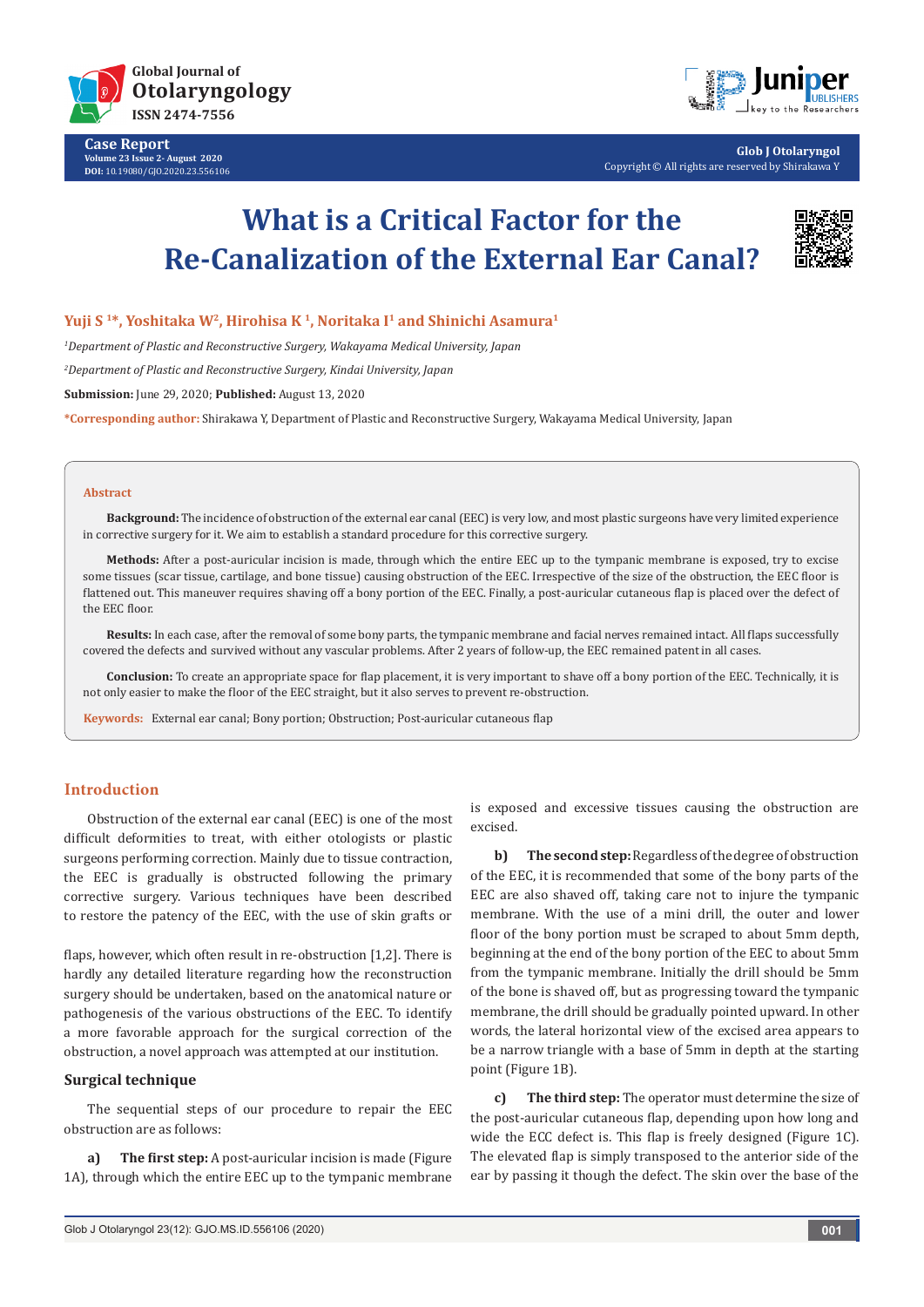Case Report
Volume 23 Issue 2- August 2020
DOI: 10.19080/GJO.2020.23.556106

Glob J Otolaryngol
Copyright © All rights are reserved by Shirakawa Y

# What is a Critical Factor for the Re-Canalization of the External Ear Canal?

**Yuji S [1]*, Yoshitaka W[2], Hirohisa K [1], Noritaka I[1] and Shinichi Asamura[1]**

[1]*Department of Plastic and Reconstructive Surgery, Wakayama Medical University, Japan*

[2]*Department of Plastic and Reconstructive Surgery, Kindai University, Japan*

**Submission:** June 29, 2020; **Published:** August 13, 2020

***Corresponding author:** Shirakawa Y, Department of Plastic and Reconstructive Surgery, Wakayama Medical University, Japan

## Abstract

**Background:** The incidence of obstruction of the external ear canal (EEC) is very low, and most plastic surgeons have very limited experience in corrective surgery for it. We aim to establish a standard procedure for this corrective surgery.

**Methods:** After a post-auricular incision is made, through which the entire EEC up to the tympanic membrane is exposed, try to excise some tissues (scar tissue, cartilage, and bone tissue) causing obstruction of the EEC. Irrespective of the size of the obstruction, the EEC floor is flattened out. This maneuver requires shaving off a bony portion of the EEC. Finally, a post-auricular cutaneous flap is placed over the defect of the EEC floor.

**Results:** In each case, after the removal of some bony parts, the tympanic membrane and facial nerves remained intact. All flaps successfully covered the defects and survived without any vascular problems. After 2 years of follow-up, the EEC remained patent in all cases.

**Conclusion:** To create an appropriate space for flap placement, it is very important to shave off a bony portion of the EEC. Technically, it is not only easier to make the floor of the EEC straight, but it also serves to prevent re-obstruction.

**Keywords:** External ear canal; Bony portion; Obstruction; Post-auricular cutaneous flap

## Introduction

Obstruction of the external ear canal (EEC) is one of the most difficult deformities to treat, with either otologists or plastic surgeons performing correction. Mainly due to tissue contraction, the EEC is gradually is obstructed following the primary corrective surgery. Various techniques have been described to restore the patency of the EEC, with the use of skin grafts or flaps, however, which often result in re-obstruction [1,2]. There is hardly any detailed literature regarding how the reconstruction surgery should be undertaken, based on the anatomical nature or pathogenesis of the various obstructions of the EEC. To identify a more favorable approach for the surgical correction of the obstruction, a novel approach was attempted at our institution.

## Surgical technique

The sequential steps of our procedure to repair the EEC obstruction are as follows:

**a) The first step:** A post-auricular incision is made (Figure 1A), through which the entire EEC up to the tympanic membrane is exposed and excessive tissues causing the obstruction are excised.

**b) The second step:** Regardless of the degree of obstruction of the EEC, it is recommended that some of the bony parts of the EEC are also shaved off, taking care not to injure the tympanic membrane. With the use of a mini drill, the outer and lower floor of the bony portion must be scraped to about 5mm depth, beginning at the end of the bony portion of the EEC to about 5mm from the tympanic membrane. Initially the drill should be 5mm of the bone is shaved off, but as progressing toward the tympanic membrane, the drill should be gradually pointed upward. In other words, the lateral horizontal view of the excised area appears to be a narrow triangle with a base of 5mm in depth at the starting point (Figure 1B).

**c) The third step:** The operator must determine the size of the post-auricular cutaneous flap, depending upon how long and wide the ECC defect is. This flap is freely designed (Figure 1C). The elevated flap is simply transposed to the anterior side of the ear by passing it though the defect. The skin over the base of the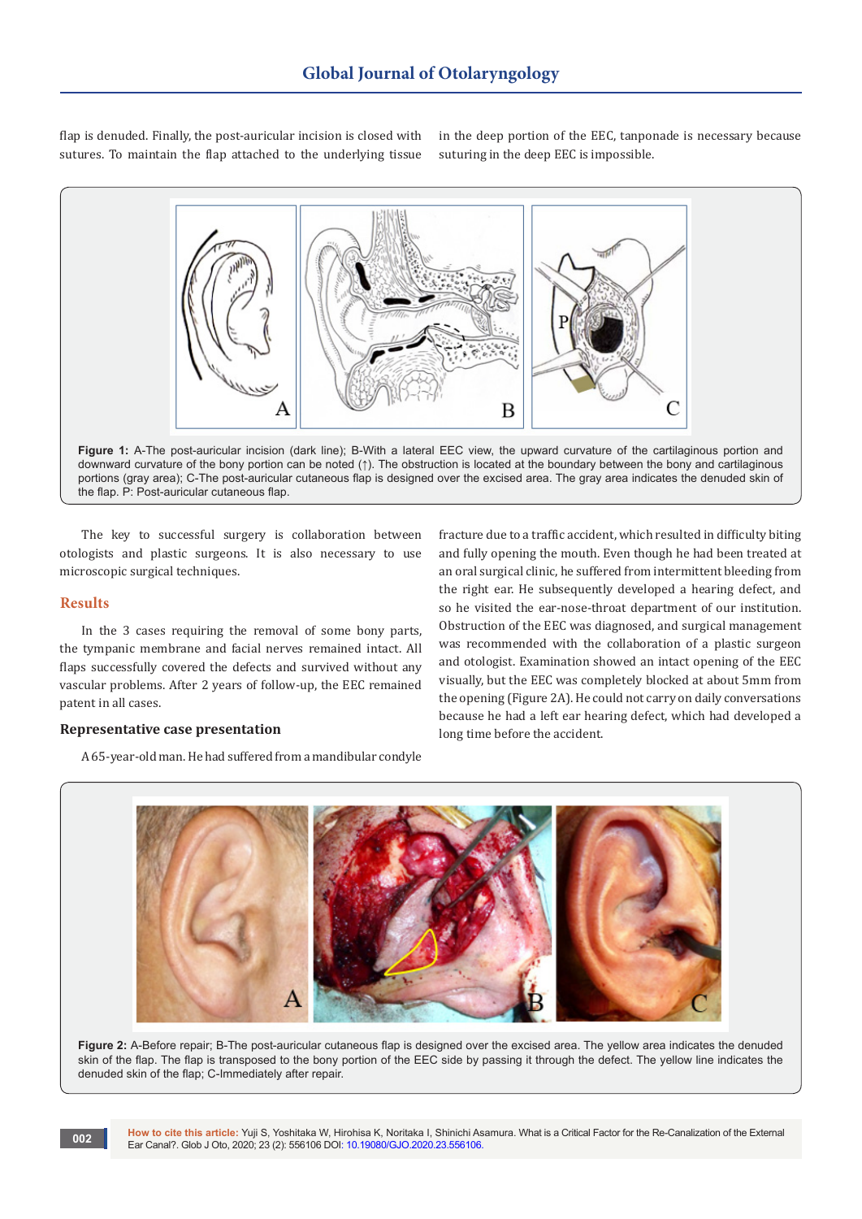flap is denuded. Finally, the post-auricular incision is closed with sutures. To maintain the flap attached to the underlying tissue in the deep portion of the EEC, tanponade is necessary because suturing in the deep EEC is impossible.

**Figure 1:** A-The post-auricular incision (dark line); B-With a lateral EEC view, the upward curvature of the cartilaginous portion and downward curvature of the bony portion can be noted (↑). The obstruction is located at the boundary between the bony and cartilaginous portions (gray area); C-The post-auricular cutaneous flap is designed over the excised area. The gray area indicates the denuded skin of the flap. P: Post-auricular cutaneous flap.

The key to successful surgery is collaboration between otologists and plastic surgeons. It is also necessary to use microscopic surgical techniques.

## Results

In the 3 cases requiring the removal of some bony parts, the tympanic membrane and facial nerves remained intact. All flaps successfully covered the defects and survived without any vascular problems. After 2 years of follow-up, the EEC remained patent in all cases.

### Representative case presentation

A 65-year-old man. He had suffered from a mandibular condyle fracture due to a traffic accident, which resulted in difficulty biting and fully opening the mouth. Even though he had been treated at an oral surgical clinic, he suffered from intermittent bleeding from the right ear. He subsequently developed a hearing defect, and so he visited the ear-nose-throat department of our institution. Obstruction of the EEC was diagnosed, and surgical management was recommended with the collaboration of a plastic surgeon and otologist. Examination showed an intact opening of the EEC visually, but the EEC was completely blocked at about 5mm from the opening (Figure 2A). He could not carry on daily conversations because he had a left ear hearing defect, which had developed a long time before the accident.

**Figure 2:** A-Before repair; B-The post-auricular cutaneous flap is designed over the excised area. The yellow area indicates the denuded skin of the flap. The flap is transposed to the bony portion of the EEC side by passing it through the defect. The yellow line indicates the denuded skin of the flap; C-Immediately after repair.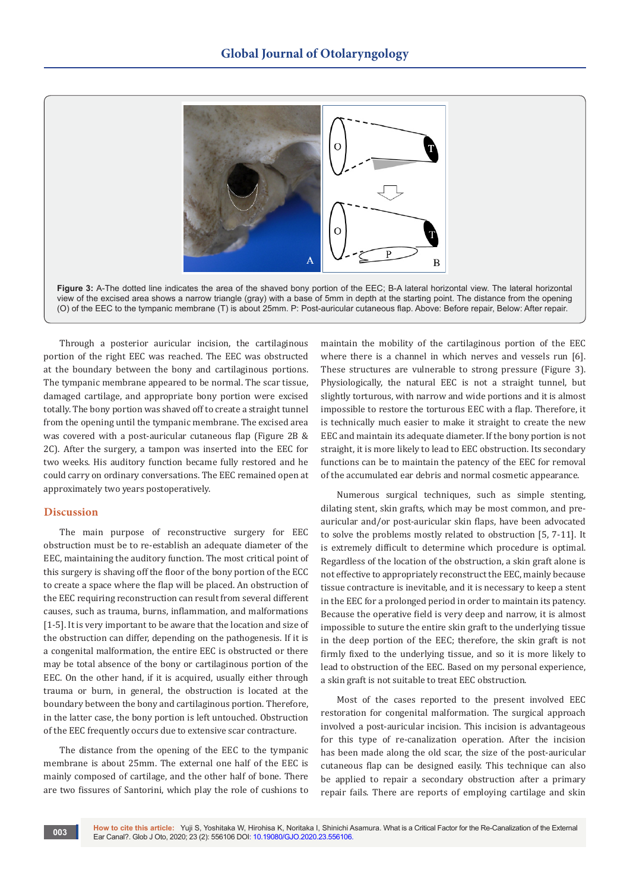**Figure 3:** A-The dotted line indicates the area of the shaved bony portion of the EEC; B-A lateral horizontal view. The lateral horizontal view of the excised area shows a narrow triangle (gray) with a base of 5mm in depth at the starting point. The distance from the opening (O) of the EEC to the tympanic membrane (T) is about 25mm. P: Post-auricular cutaneous flap. Above: Before repair, Below: After repair.

Through a posterior auricular incision, the cartilaginous portion of the right EEC was reached. The EEC was obstructed at the boundary between the bony and cartilaginous portions. The tympanic membrane appeared to be normal. The scar tissue, damaged cartilage, and appropriate bony portion were excised totally. The bony portion was shaved off to create a straight tunnel from the opening until the tympanic membrane. The excised area was covered with a post-auricular cutaneous flap (Figure 2B & 2C). After the surgery, a tampon was inserted into the EEC for two weeks. His auditory function became fully restored and he could carry on ordinary conversations. The EEC remained open at approximately two years postoperatively.

## Discussion

The main purpose of reconstructive surgery for EEC obstruction must be to re-establish an adequate diameter of the EEC, maintaining the auditory function. The most critical point of this surgery is shaving off the floor of the bony portion of the ECC to create a space where the flap will be placed. An obstruction of the EEC requiring reconstruction can result from several different causes, such as trauma, burns, inflammation, and malformations [1-5]. It is very important to be aware that the location and size of the obstruction can differ, depending on the pathogenesis. If it is a congenital malformation, the entire EEC is obstructed or there may be total absence of the bony or cartilaginous portion of the EEC. On the other hand, if it is acquired, usually either through trauma or burn, in general, the obstruction is located at the boundary between the bony and cartilaginous portion. Therefore, in the latter case, the bony portion is left untouched. Obstruction of the EEC frequently occurs due to extensive scar contracture.

The distance from the opening of the EEC to the tympanic membrane is about 25mm. The external one half of the EEC is mainly composed of cartilage, and the other half of bone. There are two fissures of Santorini, which play the role of cushions to maintain the mobility of the cartilaginous portion of the EEC where there is a channel in which nerves and vessels run [6]. These structures are vulnerable to strong pressure (Figure 3). Physiologically, the natural EEC is not a straight tunnel, but slightly torturous, with narrow and wide portions and it is almost impossible to restore the torturous EEC with a flap. Therefore, it is technically much easier to make it straight to create the new EEC and maintain its adequate diameter. If the bony portion is not straight, it is more likely to lead to EEC obstruction. Its secondary functions can be to maintain the patency of the EEC for removal of the accumulated ear debris and normal cosmetic appearance.

Numerous surgical techniques, such as simple stenting, dilating stent, skin grafts, which may be most common, and pre-auricular and/or post-auricular skin flaps, have been advocated to solve the problems mostly related to obstruction [5, 7-11]. It is extremely difficult to determine which procedure is optimal. Regardless of the location of the obstruction, a skin graft alone is not effective to appropriately reconstruct the EEC, mainly because tissue contracture is inevitable, and it is necessary to keep a stent in the EEC for a prolonged period in order to maintain its patency. Because the operative field is very deep and narrow, it is almost impossible to suture the entire skin graft to the underlying tissue in the deep portion of the EEC; therefore, the skin graft is not firmly fixed to the underlying tissue, and so it is more likely to lead to obstruction of the EEC. Based on my personal experience, a skin graft is not suitable to treat EEC obstruction.

Most of the cases reported to the present involved EEC restoration for congenital malformation. The surgical approach involved a post-auricular incision. This incision is advantageous for this type of re-canalization operation. After the incision has been made along the old scar, the size of the post-auricular cutaneous flap can be designed easily. This technique can also be applied to repair a secondary obstruction after a primary repair fails. There are reports of employing cartilage and skin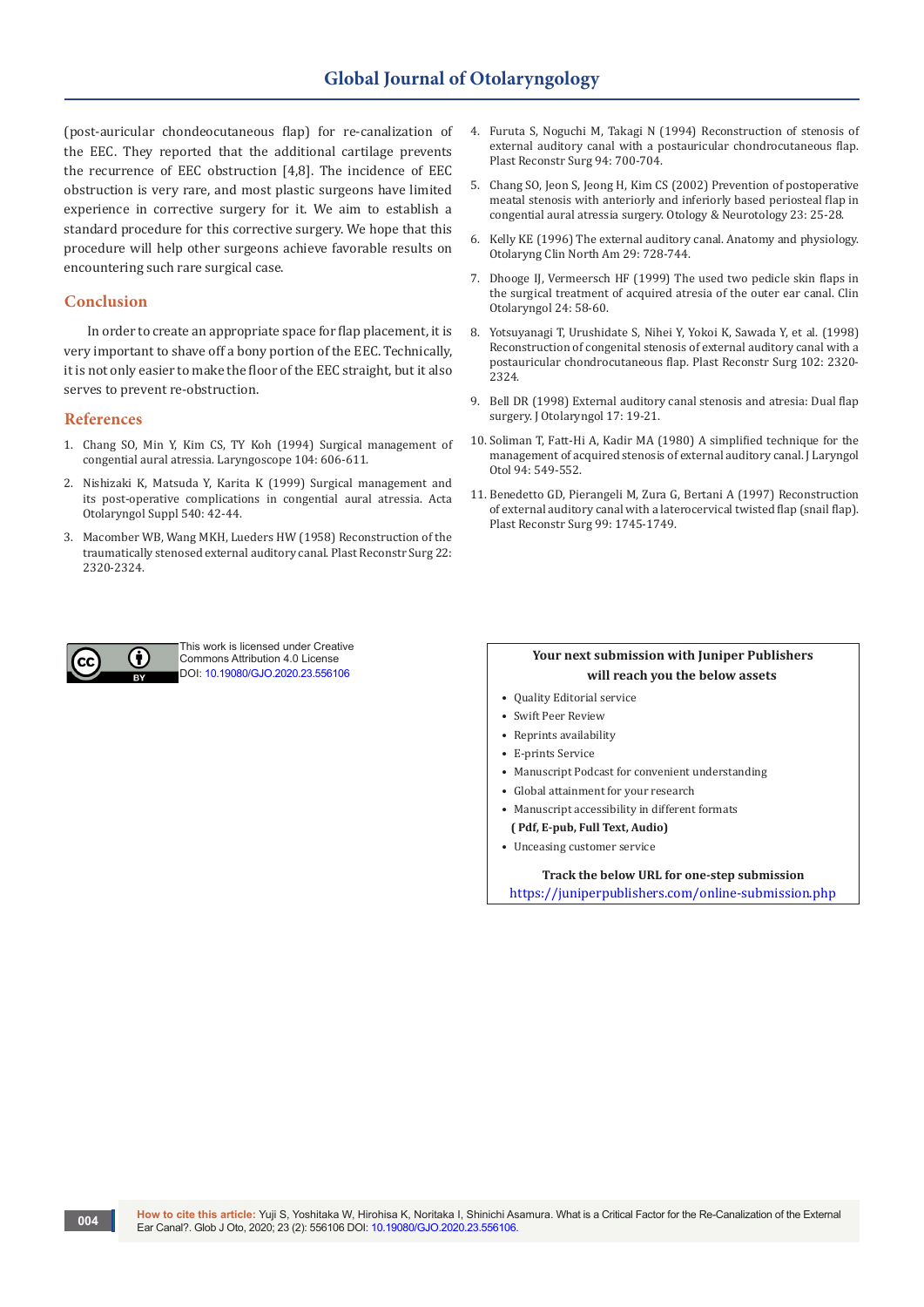(post-auricular chondeocutaneous flap) for re-canalization of the EEC. They reported that the additional cartilage prevents the recurrence of EEC obstruction [4,8]. The incidence of EEC obstruction is very rare, and most plastic surgeons have limited experience in corrective surgery for it. We aim to establish a standard procedure for this corrective surgery. We hope that this procedure will help other surgeons achieve favorable results on encountering such rare surgical case.

## Conclusion

In order to create an appropriate space for flap placement, it is very important to shave off a bony portion of the EEC. Technically, it is not only easier to make the floor of the EEC straight, but it also serves to prevent re-obstruction.

## References

1. Chang SO, Min Y, Kim CS, TY Koh (1994) Surgical management of congential aural atresia. Laryngoscope 104: 606-611.
2. Nishizaki K, Matsuda Y, Karita K (1999) Surgical management and its post-operative complications in congential aural atressia. Acta Otolaryngol Suppl 540: 42-44.
3. Macomber WB, Wang MKH, Lueders HW (1958) Reconstruction of the traumatically stenosed external auditory canal. Plast Reconstr Surg 22: 2320-2324.
4. Furuta S, Noguchi M, Takagi N (1994) Reconstruction of stenosis of external auditory canal with a postauricular chondrocutaneous flap. Plast Reconstr Surg 94: 700-704.
5. Chang SO, Jeon S, Jeong H, Kim CS (2002) Prevention of postoperative meatal stenosis with anteriorly and inferiorly based periosteal flap in congential aural atressia surgery. Otology & Neurotology 23: 25-28.
6. Kelly KE (1996) The external auditory canal. Anatomy and physiology. Otolaryng Clin North Am 29: 728-744.
7. Dhooge IJ, Vermeersch HF (1999) The used two pedicle skin flaps in the surgical treatment of acquired atresia of the outer ear canal. Clin Otolaryngol 24: 58-60.
8. Yotsuyanagi T, Urushidate S, Nihei Y, Yokoi K, Sawada Y, et al. (1998) Reconstruction of congenital stenosis of external auditory canal with a postauricular chondrocutaneous flap. Plast Reconstr Surg 102: 2320-2324.
9. Bell DR (1998) External auditory canal stenosis and atresia: Dual flap surgery. J Otolaryngol 17: 19-21.
10. Soliman T, Fatt-Hi A, Kadir MA (1980) A simplified technique for the management of acquired stenosis of external auditory canal. J Laryngol Otol 94: 549-552.
11. Benedetto GD, Pierangeli M, Zura G, Bertani A (1997) Reconstruction of external auditory canal with a laterocervical twisted flap (snail flap). Plast Reconstr Surg 99: 1745-1749.

This work is licensed under Creative Commons Attribution 4.0 License
DOI: 10.19080/GJO.2020.23.556106

**Your next submission with Juniper Publishers will reach you the below assets**

- Quality Editorial service
- Swift Peer Review
- Reprints availability
- E-prints Service
- Manuscript Podcast for convenient understanding
- Global attainment for your research
- Manuscript accessibility in different formats

  **( Pdf, E-pub, Full Text, Audio)**
- Unceasing customer service

**Track the below URL for one-step submission**
https://juniperpublishers.com/online-submission.php

**How to cite this article:** Yuji S, Yoshitaka W, Hirohisa K, Noritaka I, Shinichi Asamura. What is a Critical Factor for the Re-Canalization of the External Ear Canal?. Glob J Oto, 2020; 23 (2): 556106 DOI: 10.19080/GJO.2020.23.556106.